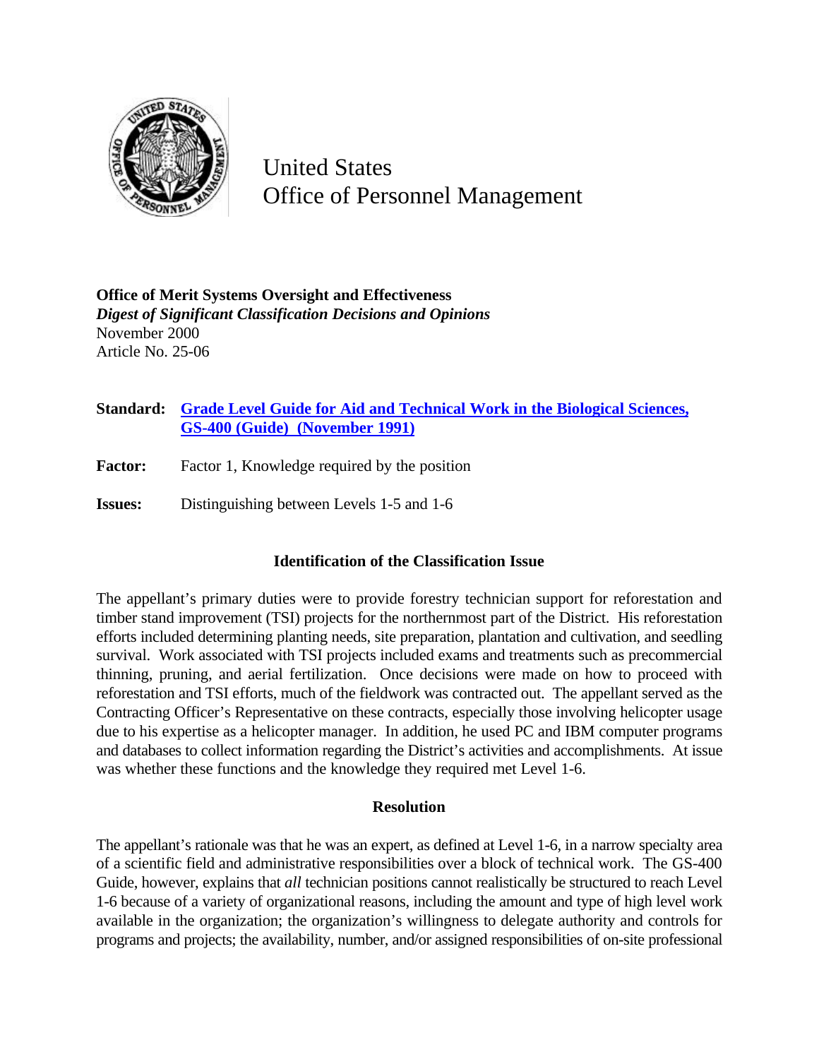United States
Office of Personnel Management

**Office of Merit Systems Oversight and Effectiveness**
***Digest of Significant Classification Decisions and Opinions***
November 2000
Article No. 25-06

**Standard:** **Grade Level Guide for Aid and Technical Work in the Biological Sciences, GS-400 (Guide) (November 1991)**

**Factor:** Factor 1, Knowledge required by the position

**Issues:** Distinguishing between Levels 1-5 and 1-6

### Identification of the Classification Issue

The appellant's primary duties were to provide forestry technician support for reforestation and timber stand improvement (TSI) projects for the northernmost part of the District. His reforestation efforts included determining planting needs, site preparation, plantation and cultivation, and seedling survival. Work associated with TSI projects included exams and treatments such as precommercial thinning, pruning, and aerial fertilization. Once decisions were made on how to proceed with reforestation and TSI efforts, much of the fieldwork was contracted out. The appellant served as the Contracting Officer's Representative on these contracts, especially those involving helicopter usage due to his expertise as a helicopter manager. In addition, he used PC and IBM computer programs and databases to collect information regarding the District's activities and accomplishments. At issue was whether these functions and the knowledge they required met Level 1-6.

### Resolution

The appellant's rationale was that he was an expert, as defined at Level 1-6, in a narrow specialty area of a scientific field and administrative responsibilities over a block of technical work. The GS-400 Guide, however, explains that *all* technician positions cannot realistically be structured to reach Level 1-6 because of a variety of organizational reasons, including the amount and type of high level work available in the organization; the organization's willingness to delegate authority and controls for programs and projects; the availability, number, and/or assigned responsibilities of on-site professional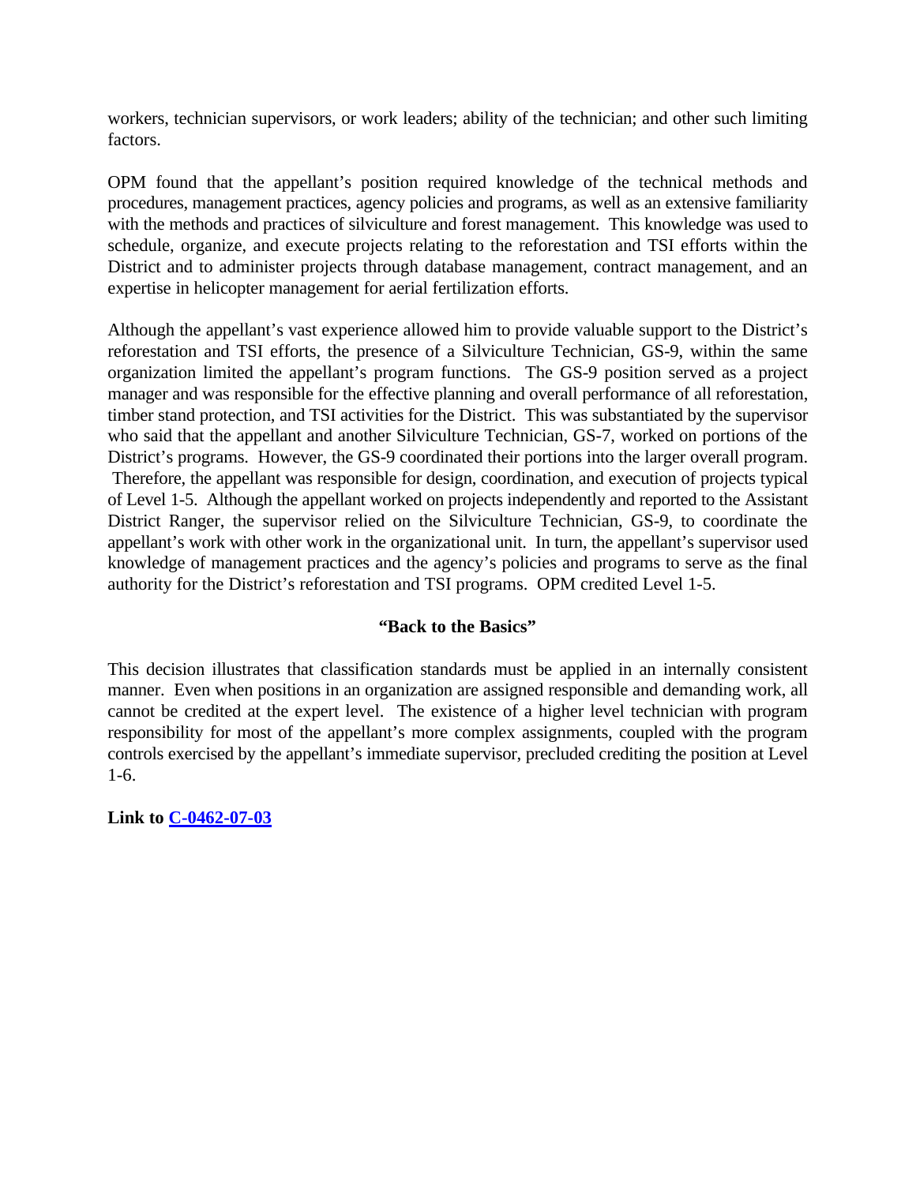workers, technician supervisors, or work leaders; ability of the technician; and other such limiting factors.

OPM found that the appellant's position required knowledge of the technical methods and procedures, management practices, agency policies and programs, as well as an extensive familiarity with the methods and practices of silviculture and forest management. This knowledge was used to schedule, organize, and execute projects relating to the reforestation and TSI efforts within the District and to administer projects through database management, contract management, and an expertise in helicopter management for aerial fertilization efforts.

Although the appellant's vast experience allowed him to provide valuable support to the District's reforestation and TSI efforts, the presence of a Silviculture Technician, GS-9, within the same organization limited the appellant's program functions. The GS-9 position served as a project manager and was responsible for the effective planning and overall performance of all reforestation, timber stand protection, and TSI activities for the District. This was substantiated by the supervisor who said that the appellant and another Silviculture Technician, GS-7, worked on portions of the District's programs. However, the GS-9 coordinated their portions into the larger overall program. Therefore, the appellant was responsible for design, coordination, and execution of projects typical of Level 1-5. Although the appellant worked on projects independently and reported to the Assistant District Ranger, the supervisor relied on the Silviculture Technician, GS-9, to coordinate the appellant's work with other work in the organizational unit. In turn, the appellant's supervisor used knowledge of management practices and the agency's policies and programs to serve as the final authority for the District's reforestation and TSI programs. OPM credited Level 1-5.

**"Back to the Basics"**

This decision illustrates that classification standards must be applied in an internally consistent manner. Even when positions in an organization are assigned responsible and demanding work, all cannot be credited at the expert level. The existence of a higher level technician with program responsibility for most of the appellant's more complex assignments, coupled with the program controls exercised by the appellant's immediate supervisor, precluded crediting the position at Level 1-6.

**Link to C-0462-07-03**